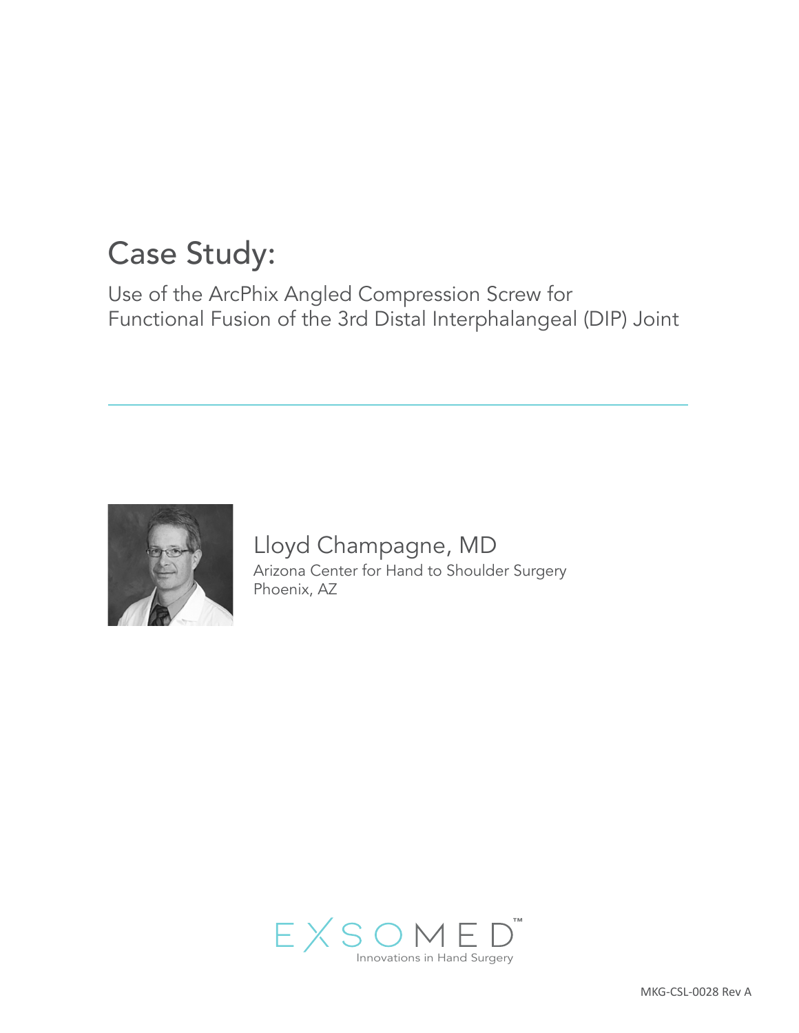# Case Study:

## Use of the ArcPhix Angled Compression Screw for Functional Fusion of the 3rd Distal Interphalangeal (DIP) Joint

---

Lloyd Champagne, MD

Arizona Center for Hand to Shoulder Surgery
Phoenix, AZ

EXSOMED™
Innovations in Hand Surgery

MKG-CSL-0028 Rev A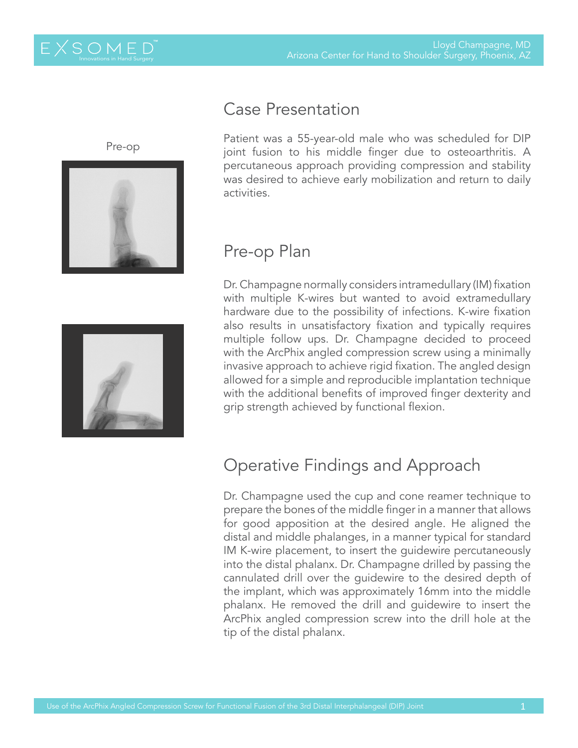Pre-op

## Case Presentation

Patient was a 55-year-old male who was scheduled for DIP joint fusion to his middle finger due to osteoarthritis. A percutaneous approach providing compression and stability was desired to achieve early mobilization and return to daily activities.

## Pre-op Plan

Dr. Champagne normally considers intramedullary (IM) fixation with multiple K-wires but wanted to avoid extramedullary hardware due to the possibility of infections. K-wire fixation also results in unsatisfactory fixation and typically requires multiple follow ups. Dr. Champagne decided to proceed with the ArcPhix angled compression screw using a minimally invasive approach to achieve rigid fixation. The angled design allowed for a simple and reproducible implantation technique with the additional benefits of improved finger dexterity and grip strength achieved by functional flexion.

## Operative Findings and Approach

Dr. Champagne used the cup and cone reamer technique to prepare the bones of the middle finger in a manner that allows for good apposition at the desired angle. He aligned the distal and middle phalanges, in a manner typical for standard IM K-wire placement, to insert the guidewire percutaneously into the distal phalanx. Dr. Champagne drilled by passing the cannulated drill over the guidewire to the desired depth of the implant, which was approximately 16mm into the middle phalanx. He removed the drill and guidewire to insert the ArcPhix angled compression screw into the drill hole at the tip of the distal phalanx.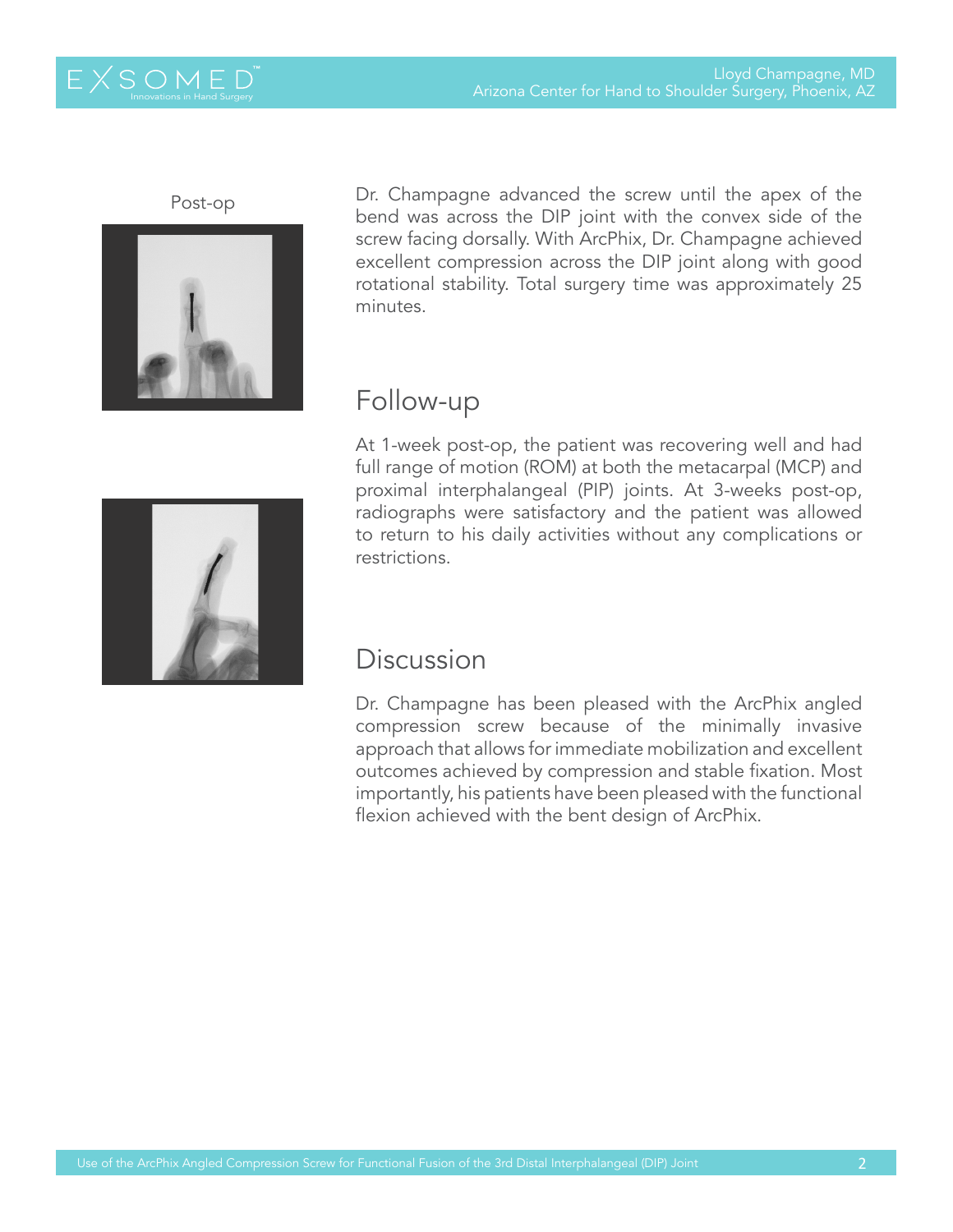Post-op

Dr. Champagne advanced the screw until the apex of the bend was across the DIP joint with the convex side of the screw facing dorsally. With ArcPhix, Dr. Champagne achieved excellent compression across the DIP joint along with good rotational stability. Total surgery time was approximately 25 minutes.

## Follow-up

At 1-week post-op, the patient was recovering well and had full range of motion (ROM) at both the metacarpal (MCP) and proximal interphalangeal (PIP) joints. At 3-weeks post-op, radiographs were satisfactory and the patient was allowed to return to his daily activities without any complications or restrictions.

## Discussion

Dr. Champagne has been pleased with the ArcPhix angled compression screw because of the minimally invasive approach that allows for immediate mobilization and excellent outcomes achieved by compression and stable fixation. Most importantly, his patients have been pleased with the functional flexion achieved with the bent design of ArcPhix.